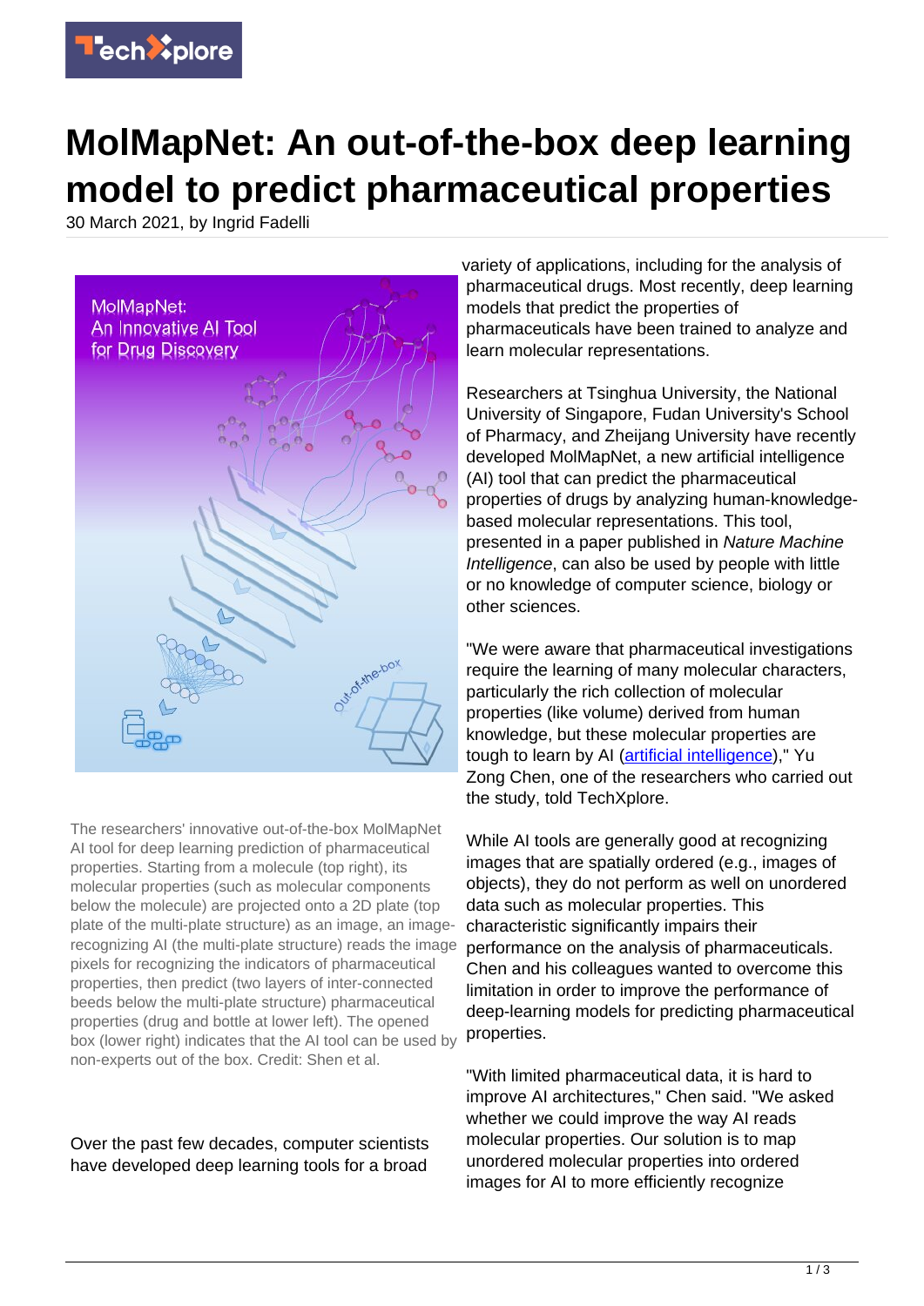# MolMapNet: An out-of-the-box deep learning model to predict pharmaceutical properties

30 March 2021, by Ingrid Fadelli

The researchers' innovative out-of-the-box MolMapNet AI tool for deep learning prediction of pharmaceutical properties. Starting from a molecule (top right), its molecular properties (such as molecular components below the molecule) are projected onto a 2D plate (top plate of the multi-plate structure) as an image, an image-recognizing AI (the multi-plate structure) reads the image pixels for recognizing the indicators of pharmaceutical properties, then predict (two layers of inter-connected beeds below the multi-plate structure) pharmaceutical properties (drug and bottle at lower left). The opened box (lower right) indicates that the AI tool can be used by non-experts out of the box. Credit: Shen et al.

Over the past few decades, computer scientists have developed deep learning tools for a broad variety of applications, including for the analysis of pharmaceutical drugs. Most recently, deep learning models that predict the properties of pharmaceuticals have been trained to analyze and learn molecular representations.

Researchers at Tsinghua University, the National University of Singapore, Fudan University's School of Pharmacy, and Zheijang University have recently developed MolMapNet, a new artificial intelligence (AI) tool that can predict the pharmaceutical properties of drugs by analyzing human-knowledge-based molecular representations. This tool, presented in a paper published in *Nature Machine Intelligence*, can also be used by people with little or no knowledge of computer science, biology or other sciences.

"We were aware that pharmaceutical investigations require the learning of many molecular characters, particularly the rich collection of molecular properties (like volume) derived from human knowledge, but these molecular properties are tough to learn by AI (artificial intelligence)," Yu Zong Chen, one of the researchers who carried out the study, told TechXplore.

While AI tools are generally good at recognizing images that are spatially ordered (e.g., images of objects), they do not perform as well on unordered data such as molecular properties. This characteristic significantly impairs their performance on the analysis of pharmaceuticals. Chen and his colleagues wanted to overcome this limitation in order to improve the performance of deep-learning models for predicting pharmaceutical properties.

"With limited pharmaceutical data, it is hard to improve AI architectures," Chen said. "We asked whether we could improve the way AI reads molecular properties. Our solution is to map unordered molecular properties into ordered images for AI to more efficiently recognize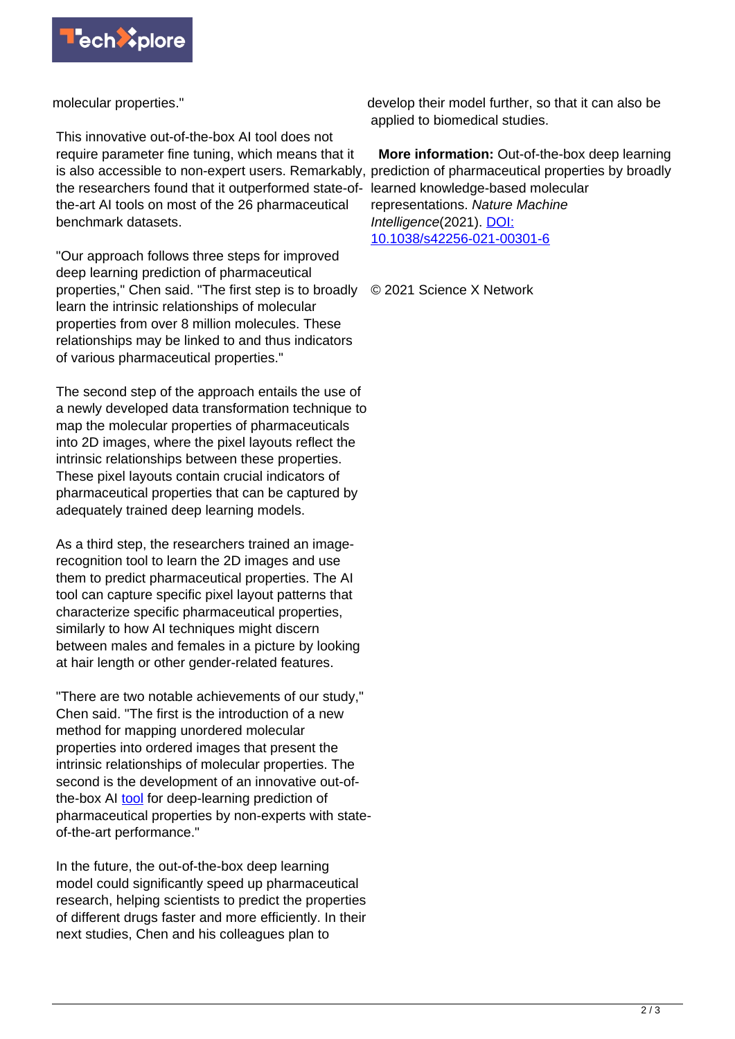molecular properties."

This innovative out-of-the-box AI tool does not require parameter fine tuning, which means that it is also accessible to non-expert users. Remarkably, the researchers found that it outperformed state-of-the-art AI tools on most of the 26 pharmaceutical benchmark datasets.

"Our approach follows three steps for improved deep learning prediction of pharmaceutical properties," Chen said. "The first step is to broadly learn the intrinsic relationships of molecular properties from over 8 million molecules. These relationships may be linked to and thus indicators of various pharmaceutical properties."

The second step of the approach entails the use of a newly developed data transformation technique to map the molecular properties of pharmaceuticals into 2D images, where the pixel layouts reflect the intrinsic relationships between these properties. These pixel layouts contain crucial indicators of pharmaceutical properties that can be captured by adequately trained deep learning models.

As a third step, the researchers trained an image-recognition tool to learn the 2D images and use them to predict pharmaceutical properties. The AI tool can capture specific pixel layout patterns that characterize specific pharmaceutical properties, similarly to how AI techniques might discern between males and females in a picture by looking at hair length or other gender-related features.

"There are two notable achievements of our study," Chen said. "The first is the introduction of a new method for mapping unordered molecular properties into ordered images that present the intrinsic relationships of molecular properties. The second is the development of an innovative out-of-the-box AI tool for deep-learning prediction of pharmaceutical properties by non-experts with state-of-the-art performance."

In the future, the out-of-the-box deep learning model could significantly speed up pharmaceutical research, helping scientists to predict the properties of different drugs faster and more efficiently. In their next studies, Chen and his colleagues plan to develop their model further, so that it can also be applied to biomedical studies.

**More information:** Out-of-the-box deep learning prediction of pharmaceutical properties by broadly learned knowledge-based molecular representations. *Nature Machine Intelligence*(2021). DOI: 10.1038/s42256-021-00301-6

© 2021 Science X Network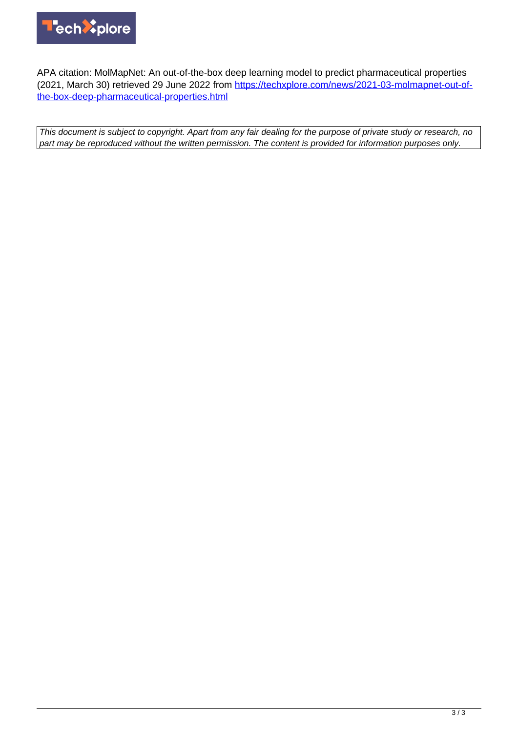APA citation: MolMapNet: An out-of-the-box deep learning model to predict pharmaceutical properties (2021, March 30) retrieved 29 June 2022 from https://techxplore.com/news/2021-03-molmapnet-out-of-the-box-deep-pharmaceutical-properties.html

*This document is subject to copyright. Apart from any fair dealing for the purpose of private study or research, no part may be reproduced without the written permission. The content is provided for information purposes only.*